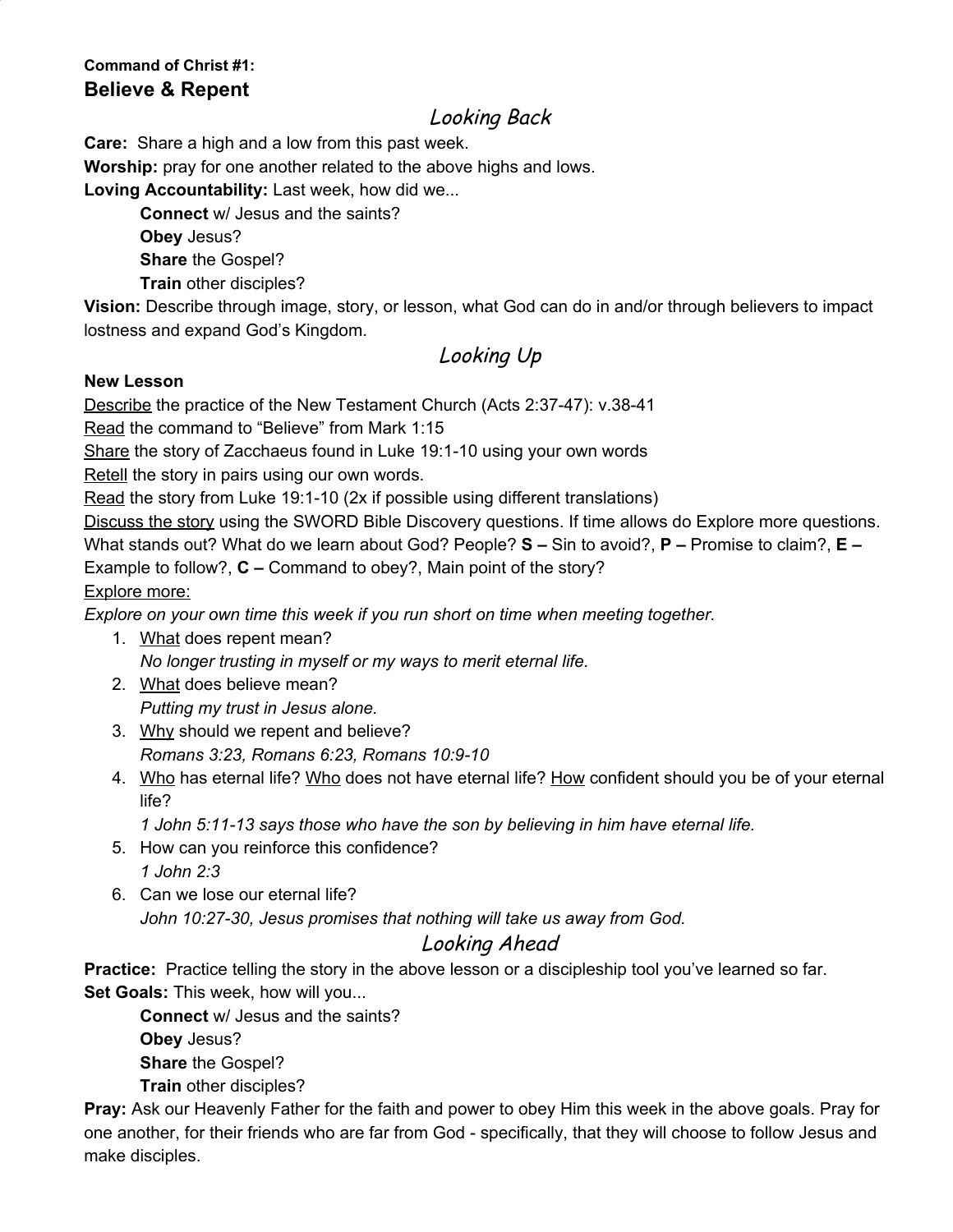**Command of Christ #1:**
## Believe & Repent

### *Looking Back*

**Care:** Share a high and a low from this past week.
**Worship:** pray for one another related to the above highs and lows.
**Loving Accountability:** Last week, how did we...

- **Connect** w/ Jesus and the saints?
- **Obey** Jesus?
- **Share** the Gospel?
- **Train** other disciples?

**Vision:** Describe through image, story, or lesson, what God can do in and/or through believers to impact lostness and expand God's Kingdom.

### *Looking Up*

**New Lesson**

<u>Describe</u> the practice of the New Testament Church (Acts 2:37-47): v.38-41
<u>Read</u> the command to "Believe" from Mark 1:15
<u>Share</u> the story of Zacchaeus found in Luke 19:1-10 using your own words
<u>Retell</u> the story in pairs using our own words.
<u>Read</u> the story from Luke 19:1-10 (2x if possible using different translations)
<u>Discuss the story</u> using the SWORD Bible Discovery questions. If time allows do Explore more questions. What stands out? What do we learn about God? People? **S –** Sin to avoid?, **P –** Promise to claim?, **E –** Example to follow?, **C –** Command to obey?, Main point of the story?
<u>Explore more:</u>
*Explore on your own time this week if you run short on time when meeting together.*

1. <u>What</u> does repent mean?
   *No longer trusting in myself or my ways to merit eternal life.*
2. <u>What</u> does believe mean?
   *Putting my trust in Jesus alone.*
3. <u>Why</u> should we repent and believe?
   *Romans 3:23, Romans 6:23, Romans 10:9-10*
4. <u>Who</u> has eternal life? <u>Who</u> does not have eternal life? <u>How</u> confident should you be of your eternal life?
   *1 John 5:11-13 says those who have the son by believing in him have eternal life.*
5. How can you reinforce this confidence?
   *1 John 2:3*
6. Can we lose our eternal life?
   *John 10:27-30, Jesus promises that nothing will take us away from God.*

### *Looking Ahead*

**Practice:** Practice telling the story in the above lesson or a discipleship tool you've learned so far.
**Set Goals:** This week, how will you...

- **Connect** w/ Jesus and the saints?
- **Obey** Jesus?
- **Share** the Gospel?
- **Train** other disciples?

**Pray:** Ask our Heavenly Father for the faith and power to obey Him this week in the above goals. Pray for one another, for their friends who are far from God - specifically, that they will choose to follow Jesus and make disciples.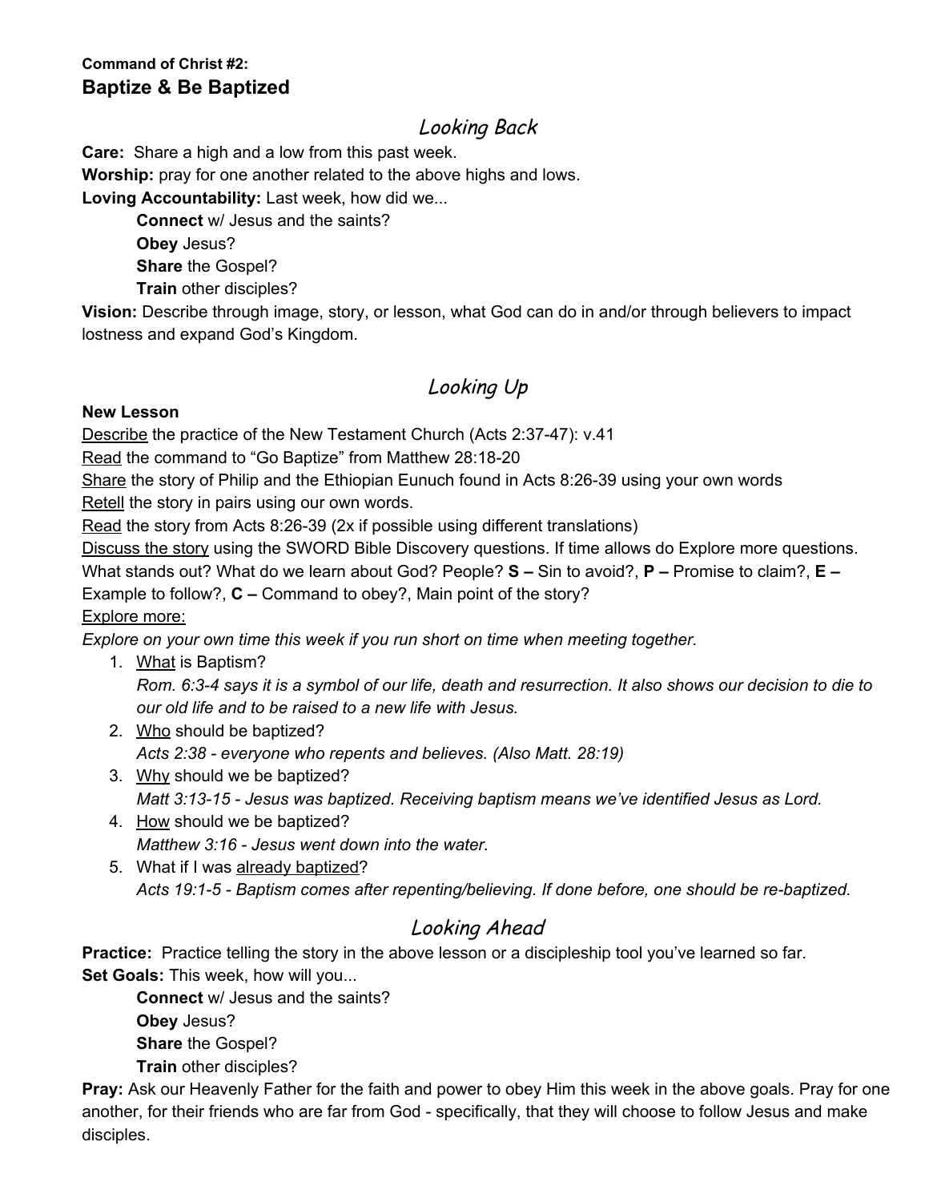**Command of Christ #2:**
## Baptize & Be Baptized

## *Looking Back*

**Care:** Share a high and a low from this past week.
**Worship:** pray for one another related to the above highs and lows.
**Loving Accountability:** Last week, how did we...

> **Connect** w/ Jesus and the saints?
> **Obey** Jesus?
> **Share** the Gospel?
> **Train** other disciples?

**Vision:** Describe through image, story, or lesson, what God can do in and/or through believers to impact lostness and expand God's Kingdom.

## *Looking Up*

**New Lesson**
<u>Describe</u> the practice of the New Testament Church (Acts 2:37-47): v.41
<u>Read</u> the command to "Go Baptize" from Matthew 28:18-20
<u>Share</u> the story of Philip and the Ethiopian Eunuch found in Acts 8:26-39 using your own words
<u>Retell</u> the story in pairs using our own words.
<u>Read</u> the story from Acts 8:26-39 (2x if possible using different translations)
<u>Discuss the story</u> using the SWORD Bible Discovery questions. If time allows do Explore more questions. What stands out? What do we learn about God? People? **S –** Sin to avoid?, **P –** Promise to claim?, **E –** Example to follow?, **C –** Command to obey?, Main point of the story?
<u>Explore more:</u>
*Explore on your own time this week if you run short on time when meeting together.*

1. <u>What</u> is Baptism?
   *Rom. 6:3-4 says it is a symbol of our life, death and resurrection. It also shows our decision to die to our old life and to be raised to a new life with Jesus.*
2. <u>Who</u> should be baptized?
   *Acts 2:38 - everyone who repents and believes. (Also Matt. 28:19)*
3. <u>Why</u> should we be baptized?
   *Matt 3:13-15 - Jesus was baptized. Receiving baptism means we've identified Jesus as Lord.*
4. <u>How</u> should we be baptized?
   *Matthew 3:16 - Jesus went down into the water.*
5. What if I was <u>already baptized</u>?
   *Acts 19:1-5 - Baptism comes after repenting/believing. If done before, one should be re-baptized.*

## *Looking Ahead*

**Practice:** Practice telling the story in the above lesson or a discipleship tool you've learned so far.
**Set Goals:** This week, how will you...

> **Connect** w/ Jesus and the saints?
> **Obey** Jesus?
> **Share** the Gospel?
> **Train** other disciples?

**Pray:** Ask our Heavenly Father for the faith and power to obey Him this week in the above goals. Pray for one another, for their friends who are far from God - specifically, that they will choose to follow Jesus and make disciples.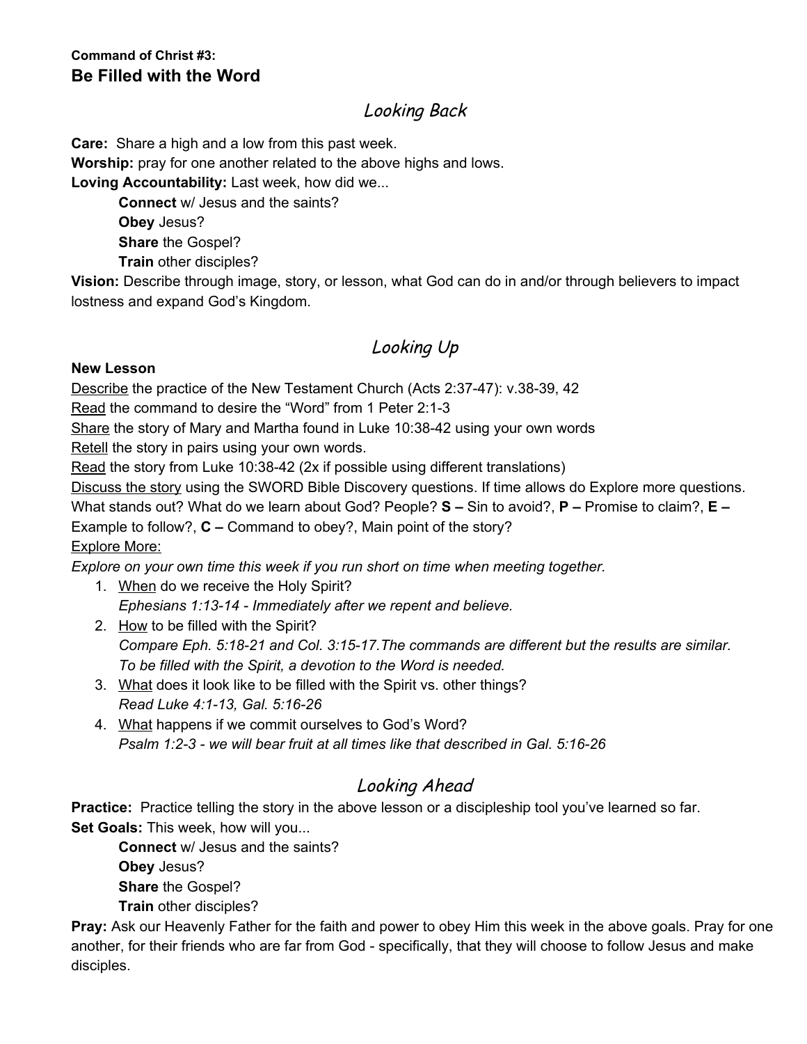**Command of Christ #3:**
## Be Filled with the Word

## *Looking Back*

**Care:** Share a high and a low from this past week.
**Worship:** pray for one another related to the above highs and lows.
**Loving Accountability:** Last week, how did we...

> **Connect** w/ Jesus and the saints?
> **Obey** Jesus?
> **Share** the Gospel?
> **Train** other disciples?

**Vision:** Describe through image, story, or lesson, what God can do in and/or through believers to impact lostness and expand God's Kingdom.

## *Looking Up*

**New Lesson**

Describe the practice of the New Testament Church (Acts 2:37-47): v.38-39, 42
Read the command to desire the "Word" from 1 Peter 2:1-3
Share the story of Mary and Martha found in Luke 10:38-42 using your own words
Retell the story in pairs using your own words.
Read the story from Luke 10:38-42 (2x if possible using different translations)
Discuss the story using the SWORD Bible Discovery questions. If time allows do Explore more questions. What stands out? What do we learn about God? People? **S –** Sin to avoid?, **P –** Promise to claim?, **E –** Example to follow?, **C –** Command to obey?, Main point of the story?
Explore More:
*Explore on your own time this week if you run short on time when meeting together.*

1. When do we receive the Holy Spirit?
   *Ephesians 1:13-14 - Immediately after we repent and believe.*
2. How to be filled with the Spirit?
   *Compare Eph. 5:18-21 and Col. 3:15-17.The commands are different but the results are similar. To be filled with the Spirit, a devotion to the Word is needed.*
3. What does it look like to be filled with the Spirit vs. other things?
   *Read Luke 4:1-13, Gal. 5:16-26*
4. What happens if we commit ourselves to God's Word?
   *Psalm 1:2-3 - we will bear fruit at all times like that described in Gal. 5:16-26*

## *Looking Ahead*

**Practice:** Practice telling the story in the above lesson or a discipleship tool you've learned so far.
**Set Goals:** This week, how will you...

> **Connect** w/ Jesus and the saints?
> **Obey** Jesus?
> **Share** the Gospel?
> **Train** other disciples?

**Pray:** Ask our Heavenly Father for the faith and power to obey Him this week in the above goals. Pray for one another, for their friends who are far from God - specifically, that they will choose to follow Jesus and make disciples.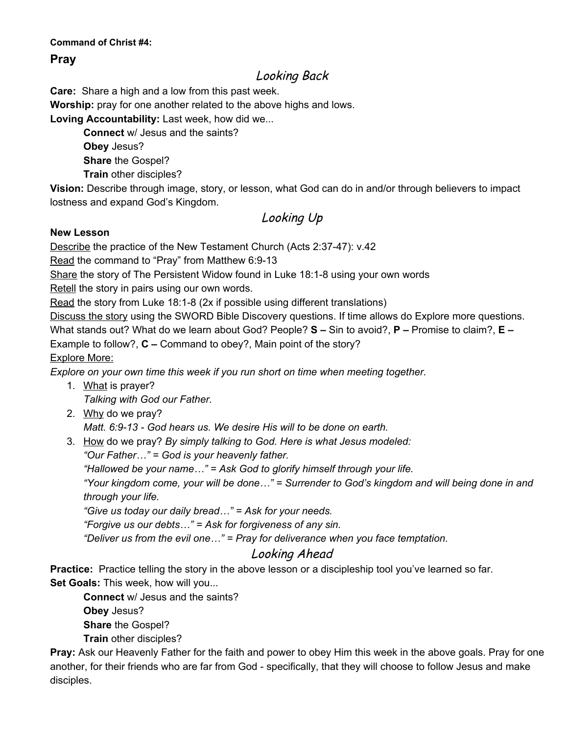**Command of Christ #4:**

## Pray

### *Looking Back*

**Care:** Share a high and a low from this past week.

**Worship:** pray for one another related to the above highs and lows.

**Loving Accountability:** Last week, how did we...

> **Connect** w/ Jesus and the saints?
> **Obey** Jesus?
> **Share** the Gospel?
> **Train** other disciples?

**Vision:** Describe through image, story, or lesson, what God can do in and/or through believers to impact lostness and expand God's Kingdom.

### *Looking Up*

**New Lesson**

Describe the practice of the New Testament Church (Acts 2:37-47): v.42

Read the command to "Pray" from Matthew 6:9-13

Share the story of The Persistent Widow found in Luke 18:1-8 using your own words

Retell the story in pairs using our own words.

Read the story from Luke 18:1-8 (2x if possible using different translations)

Discuss the story using the SWORD Bible Discovery questions. If time allows do Explore more questions. What stands out? What do we learn about God? People? **S –** Sin to avoid?, **P –** Promise to claim?, **E –** Example to follow?, **C –** Command to obey?, Main point of the story?

Explore More:

*Explore on your own time this week if you run short on time when meeting together.*

1. What is prayer?
   *Talking with God our Father.*
2. Why do we pray?
   *Matt. 6:9-13 - God hears us. We desire His will to be done on earth.*
3. How do we pray? *By simply talking to God. Here is what Jesus modeled:*
   *"Our Father…" = God is your heavenly father.*
   *"Hallowed be your name…" = Ask God to glorify himself through your life.*
   *"Your kingdom come, your will be done…" = Surrender to God's kingdom and will being done in and through your life.*
   *"Give us today our daily bread…" = Ask for your needs.*
   *"Forgive us our debts…" = Ask for forgiveness of any sin.*
   *"Deliver us from the evil one…" = Pray for deliverance when you face temptation.*

### *Looking Ahead*

**Practice:** Practice telling the story in the above lesson or a discipleship tool you've learned so far.

**Set Goals:** This week, how will you...

> **Connect** w/ Jesus and the saints?
> **Obey** Jesus?
> **Share** the Gospel?
> **Train** other disciples?

**Pray:** Ask our Heavenly Father for the faith and power to obey Him this week in the above goals. Pray for one another, for their friends who are far from God - specifically, that they will choose to follow Jesus and make disciples.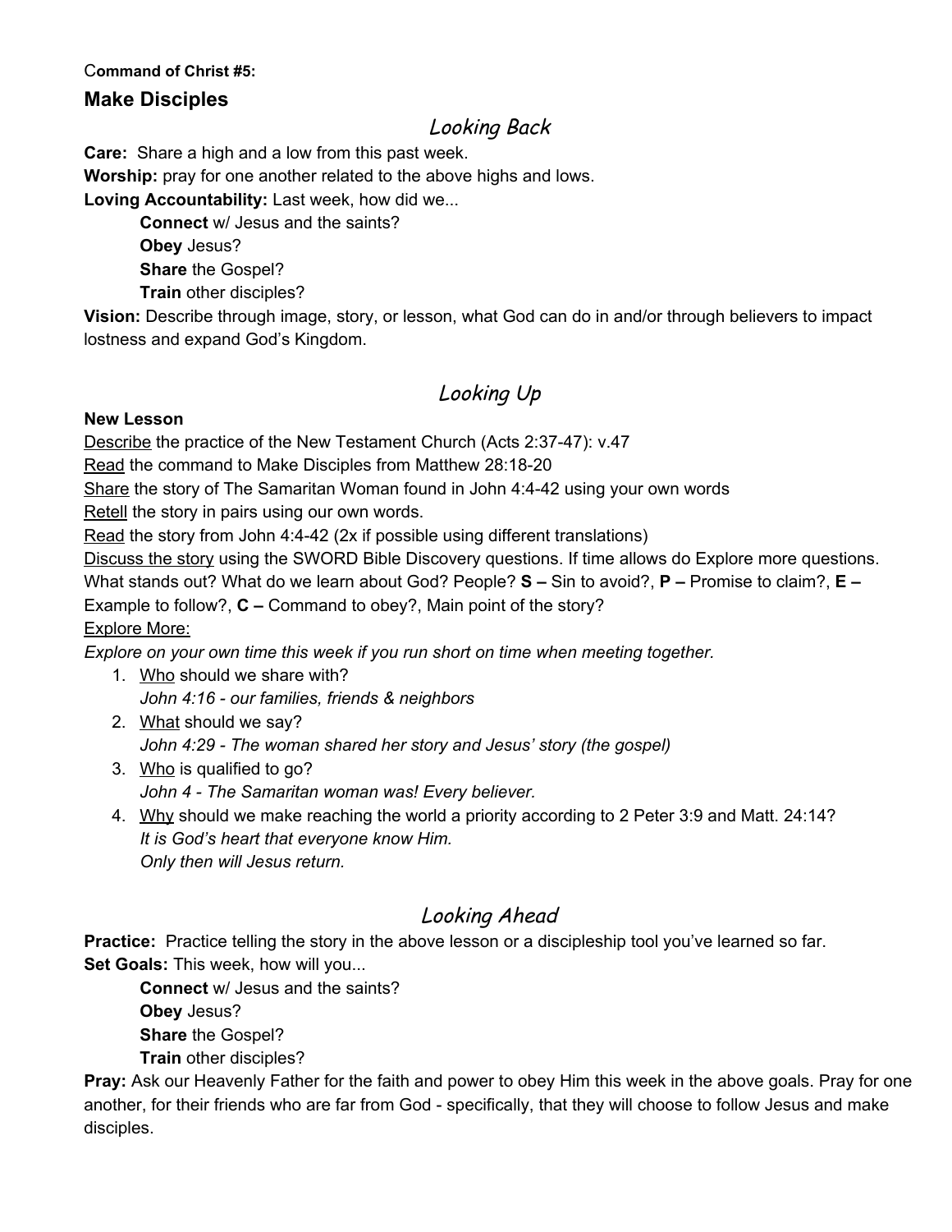**Command of Christ #5:**

## Make Disciples

### *Looking Back*

**Care:** Share a high and a low from this past week.

**Worship:** pray for one another related to the above highs and lows.

**Loving Accountability:** Last week, how did we...

- **Connect** w/ Jesus and the saints?
- **Obey** Jesus?
- **Share** the Gospel?
- **Train** other disciples?

**Vision:** Describe through image, story, or lesson, what God can do in and/or through believers to impact lostness and expand God's Kingdom.

### *Looking Up*

**New Lesson**

<u>Describe</u> the practice of the New Testament Church (Acts 2:37-47): v.47

<u>Read</u> the command to Make Disciples from Matthew 28:18-20

<u>Share</u> the story of The Samaritan Woman found in John 4:4-42 using your own words

<u>Retell</u> the story in pairs using our own words.

<u>Read</u> the story from John 4:4-42 (2x if possible using different translations)

<u>Discuss the story</u> using the SWORD Bible Discovery questions. If time allows do Explore more questions. What stands out? What do we learn about God? People? **S –** Sin to avoid?, **P –** Promise to claim?, **E –** Example to follow?, **C –** Command to obey?, Main point of the story?

<u>Explore More:</u>

*Explore on your own time this week if you run short on time when meeting together.*

1. <u>Who</u> should we share with?
   *John 4:16 - our families, friends & neighbors*
2. <u>What</u> should we say?
   *John 4:29 - The woman shared her story and Jesus' story (the gospel)*
3. <u>Who</u> is qualified to go?
   *John 4 - The Samaritan woman was! Every believer.*
4. <u>Why</u> should we make reaching the world a priority according to 2 Peter 3:9 and Matt. 24:14?
   *It is God's heart that everyone know Him.*
   *Only then will Jesus return.*

### *Looking Ahead*

**Practice:** Practice telling the story in the above lesson or a discipleship tool you've learned so far.

**Set Goals:** This week, how will you...

- **Connect** w/ Jesus and the saints?
- **Obey** Jesus?
- **Share** the Gospel?
- **Train** other disciples?

**Pray:** Ask our Heavenly Father for the faith and power to obey Him this week in the above goals. Pray for one another, for their friends who are far from God - specifically, that they will choose to follow Jesus and make disciples.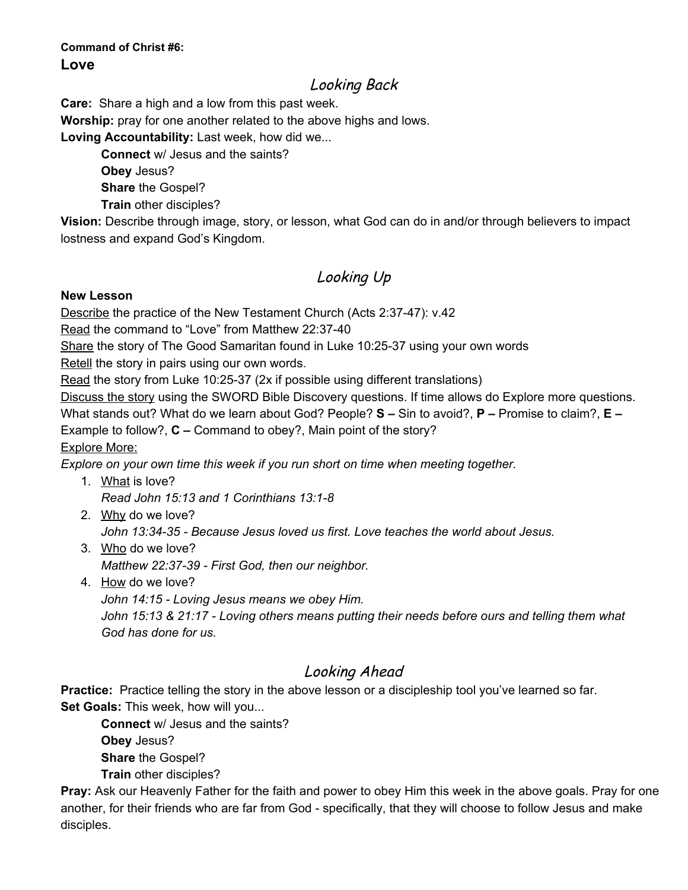**Command of Christ #6:**

## Love

### *Looking Back*

**Care:** Share a high and a low from this past week.

**Worship:** pray for one another related to the above highs and lows.

**Loving Accountability:** Last week, how did we...

> **Connect** w/ Jesus and the saints?
> **Obey** Jesus?
> **Share** the Gospel?
> **Train** other disciples?

**Vision:** Describe through image, story, or lesson, what God can do in and/or through believers to impact lostness and expand God's Kingdom.

### *Looking Up*

**New Lesson**

<u>Describe</u> the practice of the New Testament Church (Acts 2:37-47): v.42

<u>Read</u> the command to "Love" from Matthew 22:37-40

<u>Share</u> the story of The Good Samaritan found in Luke 10:25-37 using your own words

<u>Retell</u> the story in pairs using our own words.

<u>Read</u> the story from Luke 10:25-37 (2x if possible using different translations)

<u>Discuss the story</u> using the SWORD Bible Discovery questions. If time allows do Explore more questions. What stands out? What do we learn about God? People? **S –** Sin to avoid?, **P –** Promise to claim?, **E –** Example to follow?, **C –** Command to obey?, Main point of the story?

<u>Explore More:</u>

*Explore on your own time this week if you run short on time when meeting together.*

1. <u>What</u> is love?
   *Read John 15:13 and 1 Corinthians 13:1-8*
2. <u>Why</u> do we love?
   *John 13:34-35 - Because Jesus loved us first. Love teaches the world about Jesus.*
3. <u>Who</u> do we love?
   *Matthew 22:37-39 - First God, then our neighbor.*
4. <u>How</u> do we love?
   *John 14:15 - Loving Jesus means we obey Him.*
   *John 15:13 & 21:17 - Loving others means putting their needs before ours and telling them what God has done for us.*

### *Looking Ahead*

**Practice:** Practice telling the story in the above lesson or a discipleship tool you've learned so far.

**Set Goals:** This week, how will you...

> **Connect** w/ Jesus and the saints?
> **Obey** Jesus?
> **Share** the Gospel?
> **Train** other disciples?

**Pray:** Ask our Heavenly Father for the faith and power to obey Him this week in the above goals. Pray for one another, for their friends who are far from God - specifically, that they will choose to follow Jesus and make disciples.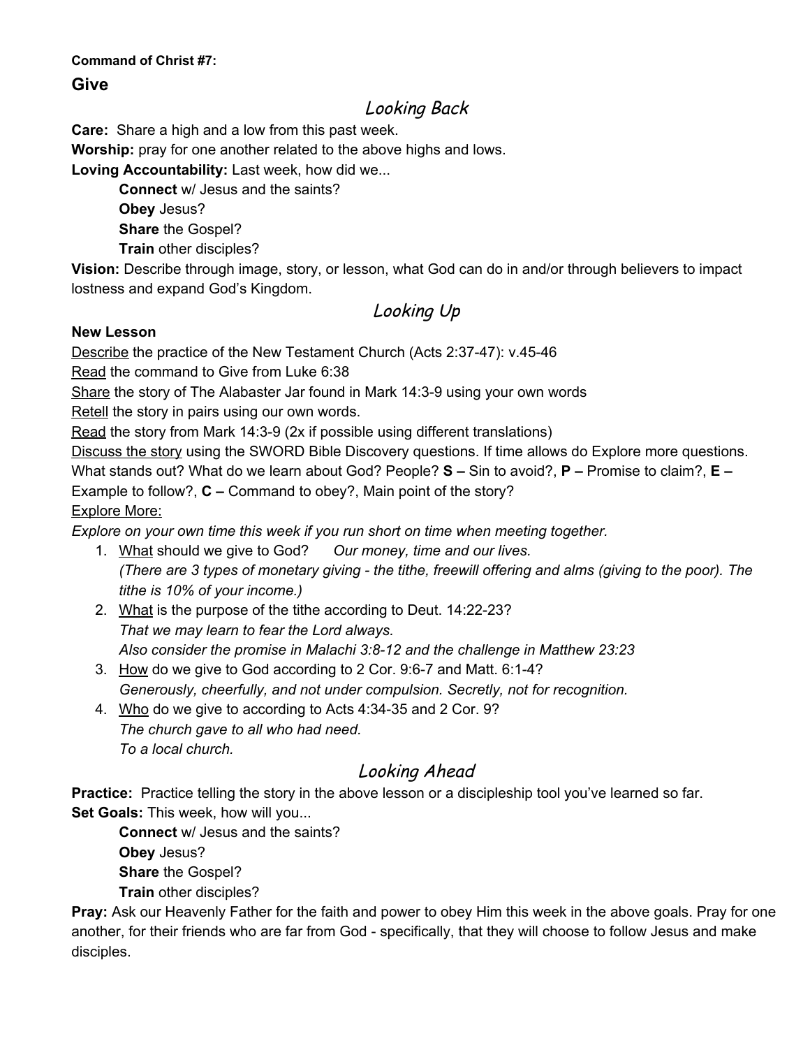**Command of Christ #7:**

## Give

## Looking Back

**Care:** Share a high and a low from this past week.

**Worship:** pray for one another related to the above highs and lows.

**Loving Accountability:** Last week, how did we...

- **Connect** w/ Jesus and the saints?
- **Obey** Jesus?
- **Share** the Gospel?
- **Train** other disciples?

**Vision:** Describe through image, story, or lesson, what God can do in and/or through believers to impact lostness and expand God's Kingdom.

## Looking Up

**New Lesson**

<u>Describe</u> the practice of the New Testament Church (Acts 2:37-47): v.45-46

<u>Read</u> the command to Give from Luke 6:38

<u>Share</u> the story of The Alabaster Jar found in Mark 14:3-9 using your own words

<u>Retell</u> the story in pairs using our own words.

<u>Read</u> the story from Mark 14:3-9 (2x if possible using different translations)

<u>Discuss the story</u> using the SWORD Bible Discovery questions. If time allows do Explore more questions. What stands out? What do we learn about God? People? **S –** Sin to avoid?, **P –** Promise to claim?, **E –** Example to follow?, **C –** Command to obey?, Main point of the story?

<u>Explore More:</u>

*Explore on your own time this week if you run short on time when meeting together.*

1. <u>What</u> should we give to God? *Our money, time and our lives.*
   *(There are 3 types of monetary giving - the tithe, freewill offering and alms (giving to the poor). The tithe is 10% of your income.)*
2. <u>What</u> is the purpose of the tithe according to Deut. 14:22-23?
   *That we may learn to fear the Lord always.*
   *Also consider the promise in Malachi 3:8-12 and the challenge in Matthew 23:23*
3. <u>How</u> do we give to God according to 2 Cor. 9:6-7 and Matt. 6:1-4?
   *Generously, cheerfully, and not under compulsion. Secretly, not for recognition.*
4. <u>Who</u> do we give to according to Acts 4:34-35 and 2 Cor. 9?
   *The church gave to all who had need.*
   *To a local church.*

## Looking Ahead

**Practice:** Practice telling the story in the above lesson or a discipleship tool you've learned so far.

**Set Goals:** This week, how will you...

- **Connect** w/ Jesus and the saints?
- **Obey** Jesus?
- **Share** the Gospel?
- **Train** other disciples?

**Pray:** Ask our Heavenly Father for the faith and power to obey Him this week in the above goals. Pray for one another, for their friends who are far from God - specifically, that they will choose to follow Jesus and make disciples.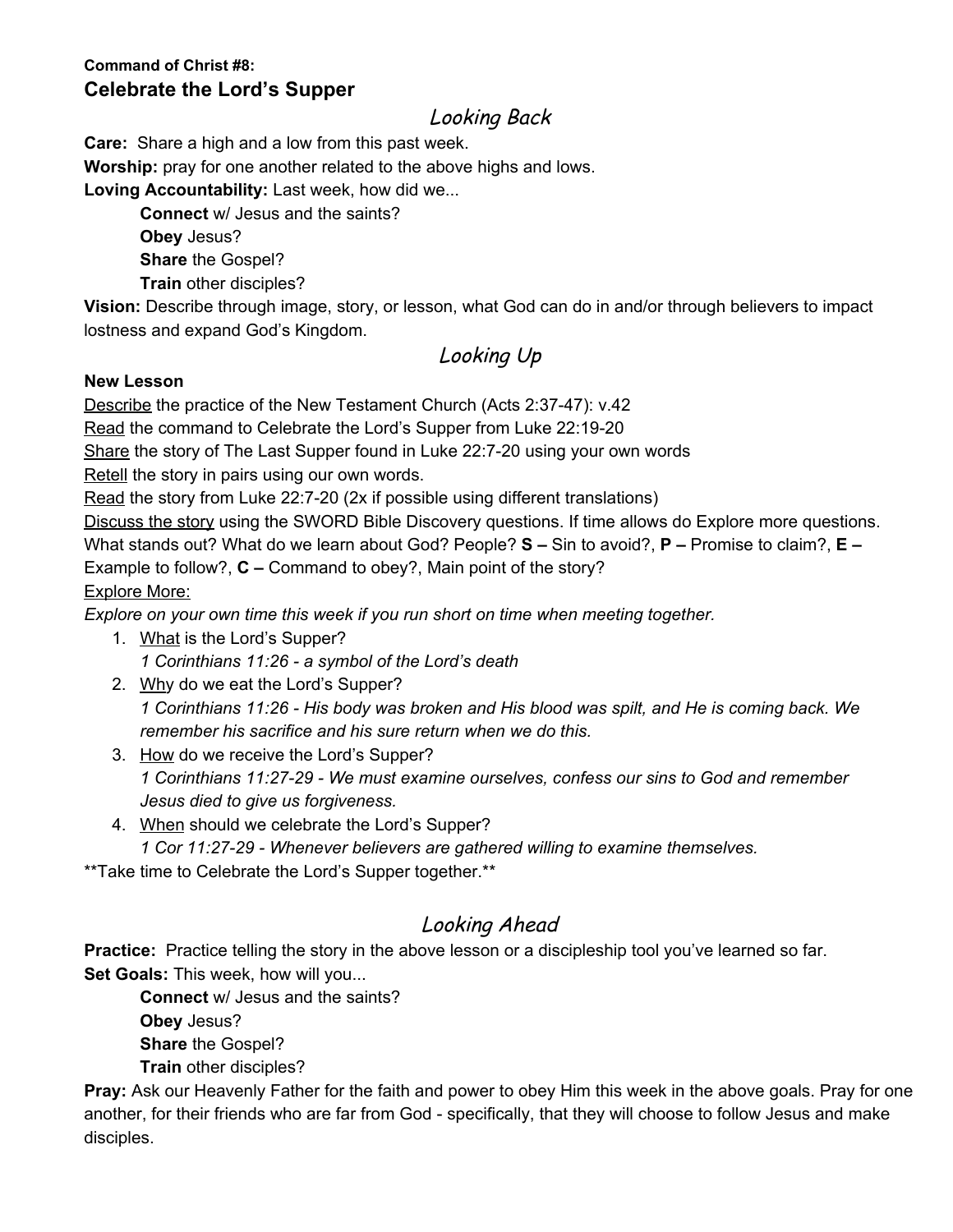**Command of Christ #8:**

## Celebrate the Lord's Supper

### *Looking Back*

**Care:** Share a high and a low from this past week.

**Worship:** pray for one another related to the above highs and lows.

**Loving Accountability:** Last week, how did we...

> **Connect** w/ Jesus and the saints?
> **Obey** Jesus?
> **Share** the Gospel?
> **Train** other disciples?

**Vision:** Describe through image, story, or lesson, what God can do in and/or through believers to impact lostness and expand God's Kingdom.

### *Looking Up*

**New Lesson**

<u>Describe</u> the practice of the New Testament Church (Acts 2:37-47): v.42

<u>Read</u> the command to Celebrate the Lord's Supper from Luke 22:19-20

<u>Share</u> the story of The Last Supper found in Luke 22:7-20 using your own words

<u>Retell</u> the story in pairs using our own words.

<u>Read</u> the story from Luke 22:7-20 (2x if possible using different translations)

<u>Discuss the story</u> using the SWORD Bible Discovery questions. If time allows do Explore more questions. What stands out? What do we learn about God? People? **S –** Sin to avoid?, **P –** Promise to claim?, **E –** Example to follow?, **C –** Command to obey?, Main point of the story?

<u>Explore More:</u>

*Explore on your own time this week if you run short on time when meeting together.*

1. <u>What</u> is the Lord's Supper?
   *1 Corinthians 11:26 - a symbol of the Lord's death*
2. <u>Why</u> do we eat the Lord's Supper?
   *1 Corinthians 11:26 - His body was broken and His blood was spilt, and He is coming back. We remember his sacrifice and his sure return when we do this.*
3. <u>How</u> do we receive the Lord's Supper?
   *1 Corinthians 11:27-29 - We must examine ourselves, confess our sins to God and remember Jesus died to give us forgiveness.*
4. <u>When</u> should we celebrate the Lord's Supper?
   *1 Cor 11:27-29 - Whenever believers are gathered willing to examine themselves.*

**Take time to Celebrate the Lord's Supper together.**

### *Looking Ahead*

**Practice:** Practice telling the story in the above lesson or a discipleship tool you've learned so far.

**Set Goals:** This week, how will you...

> **Connect** w/ Jesus and the saints?
> **Obey** Jesus?
> **Share** the Gospel?
> **Train** other disciples?

**Pray:** Ask our Heavenly Father for the faith and power to obey Him this week in the above goals. Pray for one another, for their friends who are far from God - specifically, that they will choose to follow Jesus and make disciples.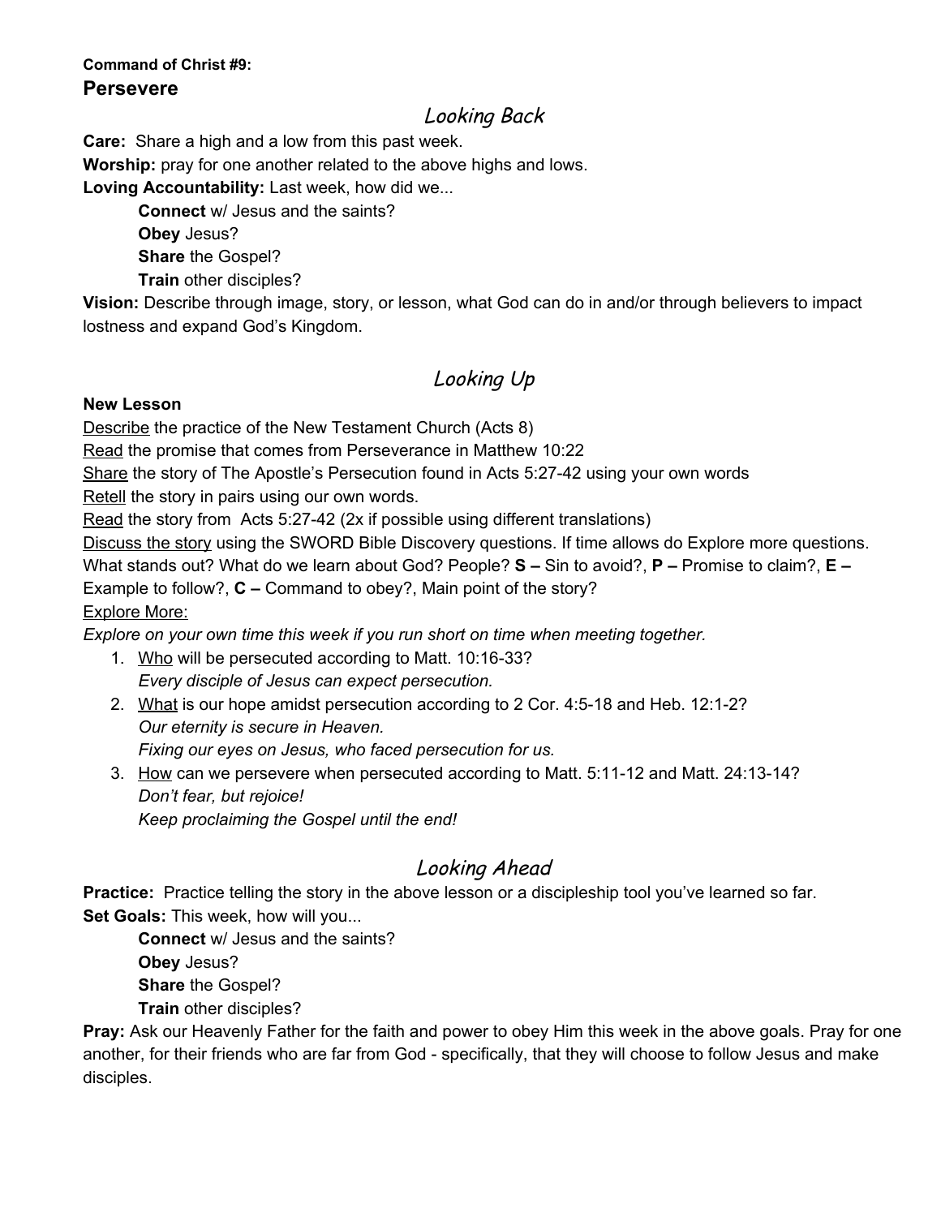**Command of Christ #9:**

## Persevere

## *Looking Back*

**Care:** Share a high and a low from this past week.

**Worship:** pray for one another related to the above highs and lows.

**Loving Accountability:** Last week, how did we...

- **Connect** w/ Jesus and the saints?
- **Obey** Jesus?
- **Share** the Gospel?
- **Train** other disciples?

**Vision:** Describe through image, story, or lesson, what God can do in and/or through believers to impact lostness and expand God's Kingdom.

## *Looking Up*

**New Lesson**

<u>Describe</u> the practice of the New Testament Church (Acts 8)

<u>Read</u> the promise that comes from Perseverance in Matthew 10:22

<u>Share</u> the story of The Apostle's Persecution found in Acts 5:27-42 using your own words

<u>Retell</u> the story in pairs using our own words.

<u>Read</u> the story from Acts 5:27-42 (2x if possible using different translations)

<u>Discuss the story</u> using the SWORD Bible Discovery questions. If time allows do Explore more questions. What stands out? What do we learn about God? People? **S –** Sin to avoid?, **P –** Promise to claim?, **E –** Example to follow?, **C –** Command to obey?, Main point of the story?

<u>Explore More:</u>

*Explore on your own time this week if you run short on time when meeting together.*

1. <u>Who</u> will be persecuted according to Matt. 10:16-33?
   *Every disciple of Jesus can expect persecution.*
2. <u>What</u> is our hope amidst persecution according to 2 Cor. 4:5-18 and Heb. 12:1-2?
   *Our eternity is secure in Heaven.*
   *Fixing our eyes on Jesus, who faced persecution for us.*
3. <u>How</u> can we persevere when persecuted according to Matt. 5:11-12 and Matt. 24:13-14?
   *Don't fear, but rejoice!*
   *Keep proclaiming the Gospel until the end!*

## *Looking Ahead*

**Practice:** Practice telling the story in the above lesson or a discipleship tool you've learned so far.

**Set Goals:** This week, how will you...

- **Connect** w/ Jesus and the saints?
- **Obey** Jesus?
- **Share** the Gospel?
- **Train** other disciples?

**Pray:** Ask our Heavenly Father for the faith and power to obey Him this week in the above goals. Pray for one another, for their friends who are far from God - specifically, that they will choose to follow Jesus and make disciples.